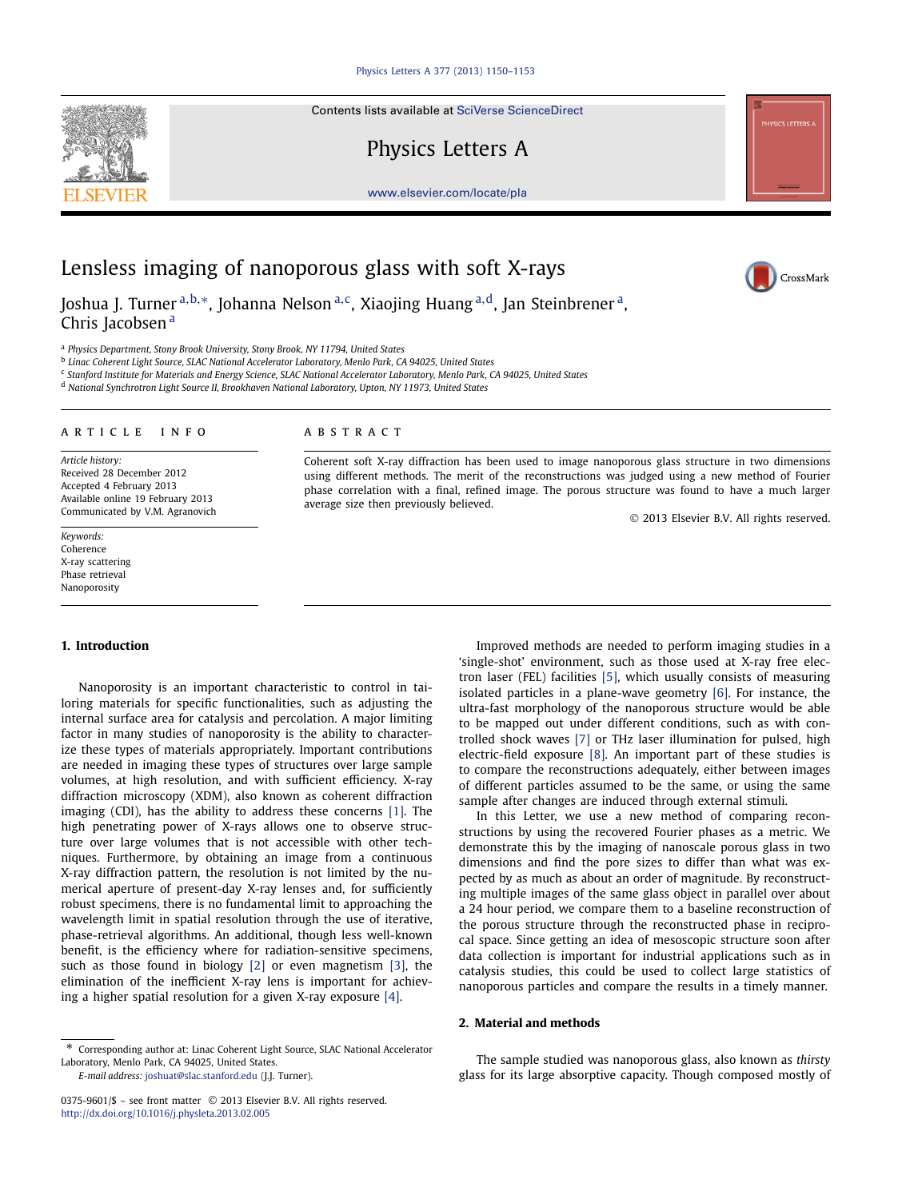# Lensless imaging of nanoporous glass with soft X-rays

Joshua J. Turner [a,b,*], Johanna Nelson [a,c], Xiaojing Huang [a,d], Jan Steinbrener [a], Chris Jacobsen [a]

[a] Physics Department, Stony Brook University, Stony Brook, NY 11794, United States
[b] Linac Coherent Light Source, SLAC National Accelerator Laboratory, Menlo Park, CA 94025, United States
[c] Stanford Institute for Materials and Energy Science, SLAC National Accelerator Laboratory, Menlo Park, CA 94025, United States
[d] National Synchrotron Light Source II, Brookhaven National Laboratory, Upton, NY 11973, United States

**ARTICLE INFO**

*Article history:*
Received 28 December 2012
Accepted 4 February 2013
Available online 19 February 2013
Communicated by V.M. Agranovich

*Keywords:*
Coherence
X-ray scattering
Phase retrieval
Nanoporosity

**ABSTRACT**

Coherent soft X-ray diffraction has been used to image nanoporous glass structure in two dimensions using different methods. The merit of the reconstructions was judged using a new method of Fourier phase correlation with a final, refined image. The porous structure was found to have a much larger average size then previously believed.

© 2013 Elsevier B.V. All rights reserved.

## 1. Introduction

Nanoporosity is an important characteristic to control in tailoring materials for specific functionalities, such as adjusting the internal surface area for catalysis and percolation. A major limiting factor in many studies of nanoporosity is the ability to characterize these types of materials appropriately. Important contributions are needed in imaging these types of structures over large sample volumes, at high resolution, and with sufficient efficiency. X-ray diffraction microscopy (XDM), also known as coherent diffraction imaging (CDI), has the ability to address these concerns [1]. The high penetrating power of X-rays allows one to observe structure over large volumes that is not accessible with other techniques. Furthermore, by obtaining an image from a continuous X-ray diffraction pattern, the resolution is not limited by the numerical aperture of present-day X-ray lenses and, for sufficiently robust specimens, there is no fundamental limit to approaching the wavelength limit in spatial resolution through the use of iterative, phase-retrieval algorithms. An additional, though less well-known benefit, is the efficiency where for radiation-sensitive specimens, such as those found in biology [2] or even magnetism [3], the elimination of the inefficient X-ray lens is important for achieving a higher spatial resolution for a given X-ray exposure [4].

Improved methods are needed to perform imaging studies in a 'single-shot' environment, such as those used at X-ray free electron laser (FEL) facilities [5], which usually consists of measuring isolated particles in a plane-wave geometry [6]. For instance, the ultra-fast morphology of the nanoporous structure would be able to be mapped out under different conditions, such as with controlled shock waves [7] or THz laser illumination for pulsed, high electric-field exposure [8]. An important part of these studies is to compare the reconstructions adequately, either between images of different particles assumed to be the same, or using the same sample after changes are induced through external stimuli.

In this Letter, we use a new method of comparing reconstructions by using the recovered Fourier phases as a metric. We demonstrate this by the imaging of nanoscale porous glass in two dimensions and find the pore sizes to differ than what was expected by as much as about an order of magnitude. By reconstructing multiple images of the same glass object in parallel over about a 24 hour period, we compare them to a baseline reconstruction of the porous structure through the reconstructed phase in reciprocal space. Since getting an idea of mesoscopic structure soon after data collection is important for industrial applications such as in catalysis studies, this could be used to collect large statistics of nanoporous particles and compare the results in a timely manner.

## 2. Material and methods

The sample studied was nanoporous glass, also known as *thirsty* glass for its large absorptive capacity. Though composed mostly of

* Corresponding author at: Linac Coherent Light Source, SLAC National Accelerator Laboratory, Menlo Park, CA 94025, United States.
*E-mail address:* joshuat@slac.stanford.edu (J.J. Turner).

0375-9601/$ – see front matter © 2013 Elsevier B.V. All rights reserved.
http://dx.doi.org/10.1016/j.physleta.2013.02.005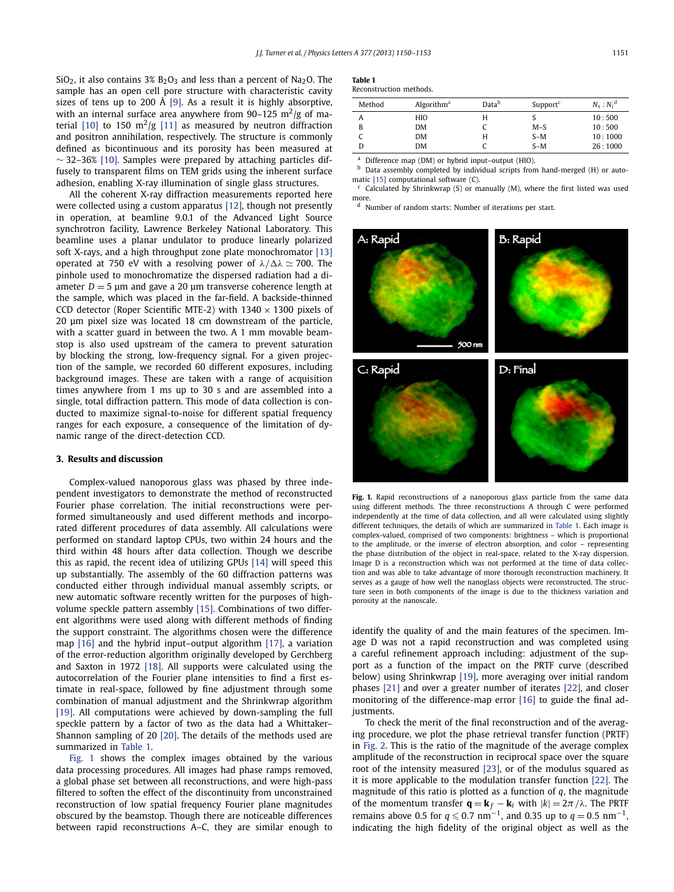$SiO_2$, it also contains 3% $B_2O_3$ and less than a percent of $Na_2O$. The sample has an open cell pore structure with characteristic cavity sizes of tens up to 200 Å [9]. As a result it is highly absorptive, with an internal surface area anywhere from 90–125 $m^2/g$ of material [10] to 150 $m^2/g$ [11] as measured by neutron diffraction and positron annihilation, respectively. The structure is commonly defined as bicontinuous and its porosity has been measured at $\sim$ 32–36% [10]. Samples were prepared by attaching particles diffusely to transparent films on TEM grids using the inherent surface adhesion, enabling X-ray illumination of single glass structures.

All the coherent X-ray diffraction measurements reported here were collected using a custom apparatus [12], though not presently in operation, at beamline 9.0.1 of the Advanced Light Source synchrotron facility, Lawrence Berkeley National Laboratory. This beamline uses a planar undulator to produce linearly polarized soft X-rays, and a high throughput zone plate monochromator [13] operated at 750 eV with a resolving power of $\lambda/\Delta\lambda \simeq 700$. The pinhole used to monochromatize the dispersed radiation had a diameter $D = 5$ μm and gave a 20 μm transverse coherence length at the sample, which was placed in the far-field. A backside-thinned CCD detector (Roper Scientific MTE-2) with 1340 × 1300 pixels of 20 μm pixel size was located 18 cm downstream of the particle, with a scatter guard in between the two. A 1 mm movable beamstop is also used upstream of the camera to prevent saturation by blocking the strong, low-frequency signal. For a given projection of the sample, we recorded 60 different exposures, including background images. These are taken with a range of acquisition times anywhere from 1 ms up to 30 s and are assembled into a single, total diffraction pattern. This mode of data collection is conducted to maximize signal-to-noise for different spatial frequency ranges for each exposure, a consequence of the limitation of dynamic range of the direct-detection CCD.

## 3. Results and discussion

Complex-valued nanoporous glass was phased by three independent investigators to demonstrate the method of reconstructed Fourier phase correlation. The initial reconstructions were performed simultaneously and used different methods and incorporated different procedures of data assembly. All calculations were performed on standard laptop CPUs, two within 24 hours and the third within 48 hours after data collection. Though we describe this as rapid, the recent idea of utilizing GPUs [14] will speed this up substantially. The assembly of the 60 diffraction patterns was conducted either through individual manual assembly scripts, or new automatic software recently written for the purposes of high-volume speckle pattern assembly [15]. Combinations of two different algorithms were used along with different methods of finding the support constraint. The algorithms chosen were the difference map [16] and the hybrid input–output algorithm [17], a variation of the error-reduction algorithm originally developed by Gerchberg and Saxton in 1972 [18]. All supports were calculated using the autocorrelation of the Fourier plane intensities to find a first estimate in real-space, followed by fine adjustment through some combination of manual adjustment and the Shrinkwrap algorithm [19]. All computations were achieved by down-sampling the full speckle pattern by a factor of two as the data had a Whittaker–Shannon sampling of 20 [20]. The details of the methods used are summarized in Table 1.

Fig. 1 shows the complex images obtained by the various data processing procedures. All images had phase ramps removed, a global phase set between all reconstructions, and were high-pass filtered to soften the effect of the discontinuity from unconstrained reconstruction of low spatial frequency Fourier plane magnitudes obscured by the beamstop. Though there are noticeable differences between rapid reconstructions A–C, they are similar enough to identify the quality of and the main features of the specimen. Image D was not a rapid reconstruction and was completed using a careful refinement approach including: adjustment of the support as a function of the impact on the PRTF curve (described below) using Shrinkwrap [19], more averaging over initial random phases [21] and over a greater number of iterates [22], and closer monitoring of the difference-map error [16] to guide the final adjustments.

**Table 1**
Reconstruction methods.

| Method | Algorithm[a] | Data[b] | Support[c] | $N_s : N_i$[d] |
|---|---|---|---|---|
| A | HIO | H | S | 10 : 500 |
| B | DM | C | M–S | 10 : 500 |
| C | DM | H | S–M | 10 : 1000 |
| D | DM | C | S–M | 26 : 1000 |

[a] Difference map (DM) or hybrid input–output (HIO).
[b] Data assembly completed by individual scripts from hand-merged (H) or automatic [15] computational software (C).
[c] Calculated by Shrinkwrap (S) or manually (M), where the first listed was used more.
[d] Number of random starts: Number of iterations per start.

**Fig. 1.** Rapid reconstructions of a nanoporous glass particle from the same data using different methods. The three reconstructions A through C were performed independently at the time of data collection, and all were calculated using slightly different techniques, the details of which are summarized in Table 1. Each image is complex-valued, comprised of two components: brightness – which is proportional to the amplitude, or the inverse of electron absorption, and color – representing the phase distribution of the object in real-space, related to the X-ray dispersion. Image D is a reconstruction which was not performed at the time of data collection and was able to take advantage of more thorough reconstruction machinery. It serves as a gauge of how well the nanoglass objects were reconstructed. The structure seen in both components of the image is due to the thickness variation and porosity at the nanoscale.

To check the merit of the final reconstruction and of the averaging procedure, we plot the phase retrieval transfer function (PRTF) in Fig. 2. This is the ratio of the magnitude of the average complex amplitude of the reconstruction in reciprocal space over the square root of the intensity measured [23], or of the modulus squared as it is more applicable to the modulation transfer function [22]. The magnitude of this ratio is plotted as a function of $q$, the magnitude of the momentum transfer $\mathbf{q} = \mathbf{k}_f - \mathbf{k}_i$ with $|k| = 2\pi/\lambda$. The PRTF remains above 0.5 for $q \leqslant 0.7$ $nm^{-1}$, and 0.35 up to $q = 0.5$ $nm^{-1}$, indicating the high fidelity of the original object as well as the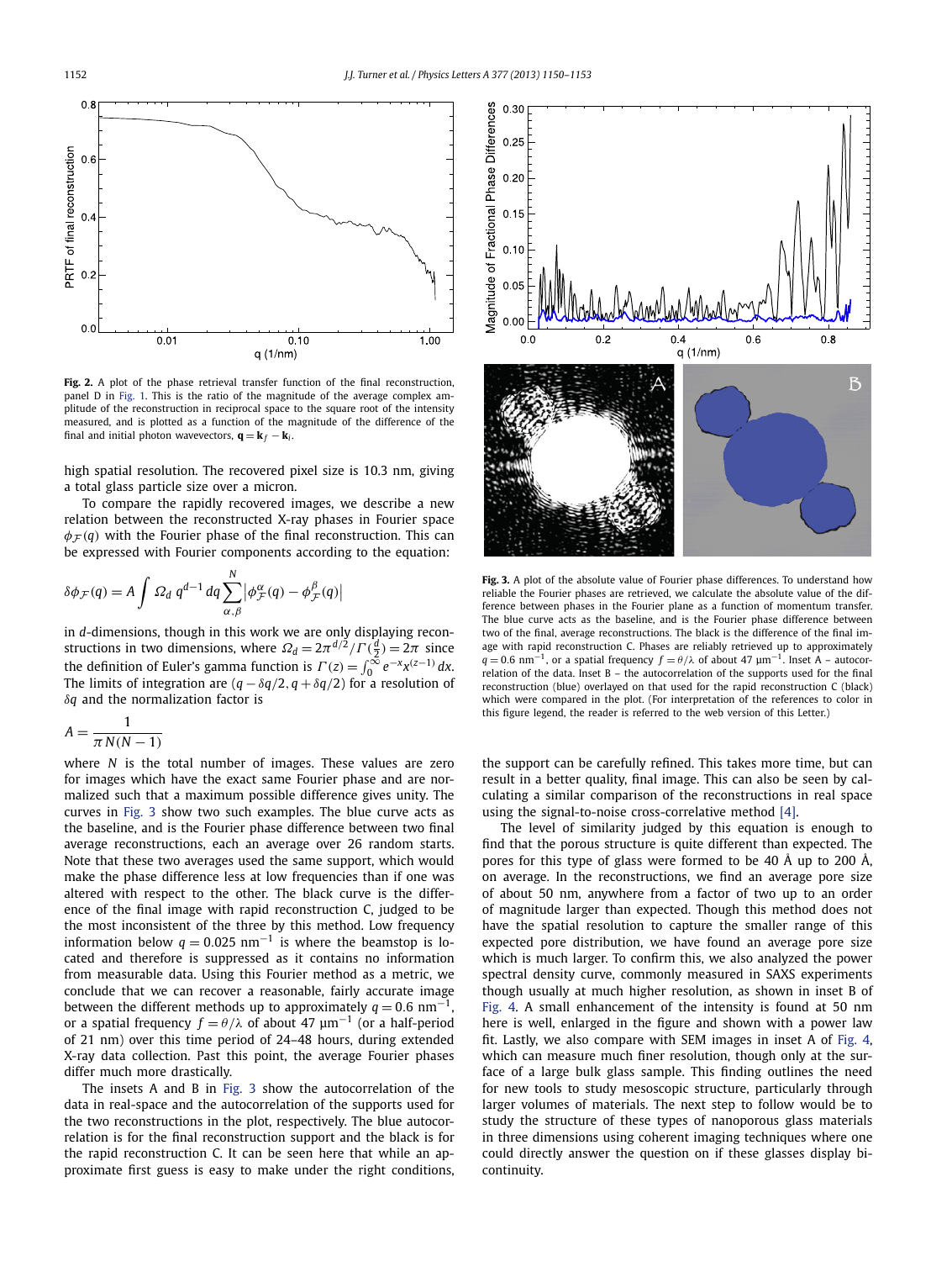**Fig. 2.** A plot of the phase retrieval transfer function of the final reconstruction, panel D in Fig. 1. This is the ratio of the magnitude of the average complex amplitude of the reconstruction in reciprocal space to the square root of the intensity measured, and is plotted as a function of the magnitude of the difference of the final and initial photon wavevectors, $\mathbf{q} = \mathbf{k}_f - \mathbf{k}_i$.

high spatial resolution. The recovered pixel size is 10.3 nm, giving a total glass particle size over a micron.

To compare the rapidly recovered images, we describe a new relation between the reconstructed X-ray phases in Fourier space $\phi_{\mathcal{F}}(q)$ with the Fourier phase of the final reconstruction. This can be expressed with Fourier components according to the equation:

$$\delta\phi_{\mathcal{F}}(q) = A \int \Omega_d \, q^{d-1} \, dq \sum_{\alpha,\beta}^{N} \left|\phi^{\alpha}_{\mathcal{F}}(q) - \phi^{\beta}_{\mathcal{F}}(q)\right|$$

in $d$-dimensions, though in this work we are only displaying reconstructions in two dimensions, where $\Omega_d = 2\pi^{d/2}/\Gamma(\frac{d}{2}) = 2\pi$ since the definition of Euler's gamma function is $\Gamma(z) = \int_0^{\infty} e^{-x} x^{(z-1)} \, dx$. The limits of integration are $(q - \delta q/2, q + \delta q/2)$ for a resolution of $\delta q$ and the normalization factor is

$$A = \frac{1}{\pi N(N-1)}$$

where $N$ is the total number of images. These values are zero for images which have the exact same Fourier phase and are normalized such that a maximum possible difference gives unity. The curves in Fig. 3 show two such examples. The blue curve acts as the baseline, and is the Fourier phase difference between two final average reconstructions, each an average over 26 random starts. Note that these two averages used the same support, which would make the phase difference less at low frequencies than if one was altered with respect to the other. The black curve is the difference of the final image with rapid reconstruction C, judged to be the most inconsistent of the three by this method. Low frequency information below $q = 0.025$ nm$^{-1}$ is where the beamstop is located and therefore is suppressed as it contains no information from measurable data. Using this Fourier method as a metric, we conclude that we can recover a reasonable, fairly accurate image between the different methods up to approximately $q = 0.6$ nm$^{-1}$, or a spatial frequency $f = \theta/\lambda$ of about 47 μm$^{-1}$ (or a half-period of 21 nm) over this time period of 24–48 hours, during extended X-ray data collection. Past this point, the average Fourier phases differ much more drastically.

The insets A and B in Fig. 3 show the autocorrelation of the data in real-space and the autocorrelation of the supports used for the two reconstructions in the plot, respectively. The blue autocorrelation is for the final reconstruction support and the black is for the rapid reconstruction C. It can be seen here that while an approximate first guess is easy to make under the right conditions, the support can be carefully refined. This takes more time, but can result in a better quality, final image. This can also be seen by calculating a similar comparison of the reconstructions in real space using the signal-to-noise cross-correlative method [4].

**Fig. 3.** A plot of the absolute value of Fourier phase differences. To understand how reliable the Fourier phases are retrieved, we calculate the absolute value of the difference between phases in the Fourier plane as a function of momentum transfer. The blue curve acts as the baseline, and is the Fourier phase difference between two of the final, average reconstructions. The black is the difference of the final image with rapid reconstruction C. Phases are reliably retrieved up to approximately $q = 0.6$ nm$^{-1}$, or a spatial frequency $f = \theta/\lambda$ of about 47 μm$^{-1}$. Inset A – autocorrelation of the data. Inset B – the autocorrelation of the supports used for the final reconstruction (blue) overlayed on that used for the rapid reconstruction C (black) which were compared in the plot. (For interpretation of the references to color in this figure legend, the reader is referred to the web version of this Letter.)

The level of similarity judged by this equation is enough to find that the porous structure is quite different than expected. The pores for this type of glass were formed to be 40 Å up to 200 Å, on average. In the reconstructions, we find an average pore size of about 50 nm, anywhere from a factor of two up to an order of magnitude larger than expected. Though this method does not have the spatial resolution to capture the smaller range of this expected pore distribution, we have found an average pore size which is much larger. To confirm this, we also analyzed the power spectral density curve, commonly measured in SAXS experiments though usually at much higher resolution, as shown in inset B of Fig. 4. A small enhancement of the intensity is found at 50 nm here is well, enlarged in the figure and shown with a power law fit. Lastly, we also compare with SEM images in inset A of Fig. 4, which can measure much finer resolution, though only at the surface of a large bulk glass sample. This finding outlines the need for new tools to study mesoscopic structure, particularly through larger volumes of materials. The next step to follow would be to study the structure of these types of nanoporous glass materials in three dimensions using coherent imaging techniques where one could directly answer the question on if these glasses display bi-continuity.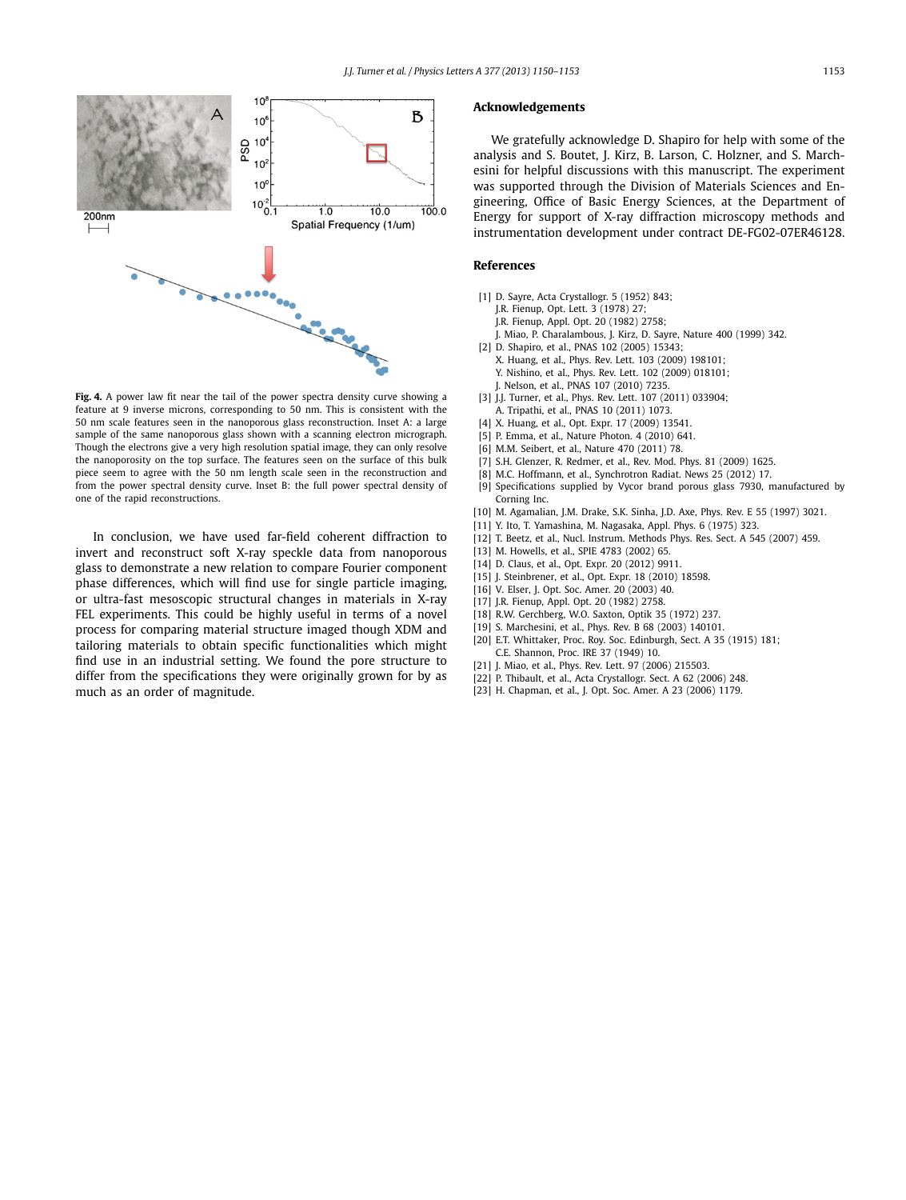A

200nm

B

$10^8$

$10^6$

$10^4$

$10^2$

$10^0$

$10^{-2}$

PSD

0.1

1.0

10.0

100.0

Spatial Frequency (1/um)

**Fig. 4.** A power law fit near the tail of the power spectra density curve showing a feature at 9 inverse microns, corresponding to 50 nm. This is consistent with the 50 nm scale features seen in the nanoporous glass reconstruction. Inset A: a large sample of the same nanoporous glass shown with a scanning electron micrograph. Though the electrons give a very high resolution spatial image, they can only resolve the nanoporosity on the top surface. The features seen on the surface of this bulk piece seem to agree with the 50 nm length scale seen in the reconstruction and from the power spectral density curve. Inset B: the full power spectral density of one of the rapid reconstructions.

In conclusion, we have used far-field coherent diffraction to invert and reconstruct soft X-ray speckle data from nanoporous glass to demonstrate a new relation to compare Fourier component phase differences, which will find use for single particle imaging, or ultra-fast mesoscopic structural changes in materials in X-ray FEL experiments. This could be highly useful in terms of a novel process for comparing material structure imaged though XDM and tailoring materials to obtain specific functionalities which might find use in an industrial setting. We found the pore structure to differ from the specifications they were originally grown for by as much as an order of magnitude.

## Acknowledgements

We gratefully acknowledge D. Shapiro for help with some of the analysis and S. Boutet, J. Kirz, B. Larson, C. Holzner, and S. Marchesini for helpful discussions with this manuscript. The experiment was supported through the Division of Materials Sciences and Engineering, Office of Basic Energy Sciences, at the Department of Energy for support of X-ray diffraction microscopy methods and instrumentation development under contract DE-FG02-07ER46128.

## References

[1] D. Sayre, Acta Crystallogr. 5 (1952) 843;
J.R. Fienup, Opt. Lett. 3 (1978) 27;
J.R. Fienup, Appl. Opt. 20 (1982) 2758;
J. Miao, P. Charalambous, J. Kirz, D. Sayre, Nature 400 (1999) 342.

[2] D. Shapiro, et al., PNAS 102 (2005) 15343;
X. Huang, et al., Phys. Rev. Lett. 103 (2009) 198101;
Y. Nishino, et al., Phys. Rev. Lett. 102 (2009) 018101;
J. Nelson, et al., PNAS 107 (2010) 7235.

[3] J.J. Turner, et al., Phys. Rev. Lett. 107 (2011) 033904;
A. Tripathi, et al., PNAS 10 (2011) 1073.

[4] X. Huang, et al., Opt. Expr. 17 (2009) 13541.

[5] P. Emma, et al., Nature Photon. 4 (2010) 641.

[6] M.M. Seibert, et al., Nature 470 (2011) 78.

[7] S.H. Glenzer, R. Redmer, et al., Rev. Mod. Phys. 81 (2009) 1625.

[8] M.C. Hoffmann, et al., Synchrotron Radiat. News 25 (2012) 17.

[9] Specifications supplied by Vycor brand porous glass 7930, manufactured by Corning Inc.

[10] M. Agamalian, J.M. Drake, S.K. Sinha, J.D. Axe, Phys. Rev. E 55 (1997) 3021.

[11] Y. Ito, T. Yamashina, M. Nagasaka, Appl. Phys. 6 (1975) 323.

[12] T. Beetz, et al., Nucl. Instrum. Methods Phys. Res. Sect. A 545 (2007) 459.

[13] M. Howells, et al., SPIE 4783 (2002) 65.

[14] D. Claus, et al., Opt. Expr. 20 (2012) 9911.

[15] J. Steinbrener, et al., Opt. Expr. 18 (2010) 18598.

[16] V. Elser, J. Opt. Soc. Amer. 20 (2003) 40.

[17] J.R. Fienup, Appl. Opt. 20 (1982) 2758.

[18] R.W. Gerchberg, W.O. Saxton, Optik 35 (1972) 237.

[19] S. Marchesini, et al., Phys. Rev. B 68 (2003) 140101.

[20] E.T. Whittaker, Proc. Roy. Soc. Edinburgh, Sect. A 35 (1915) 181;
C.E. Shannon, Proc. IRE 37 (1949) 10.

[21] J. Miao, et al., Phys. Rev. Lett. 97 (2006) 215503.

[22] P. Thibault, et al., Acta Crystallogr. Sect. A 62 (2006) 248.

[23] H. Chapman, et al., J. Opt. Soc. Amer. A 23 (2006) 1179.